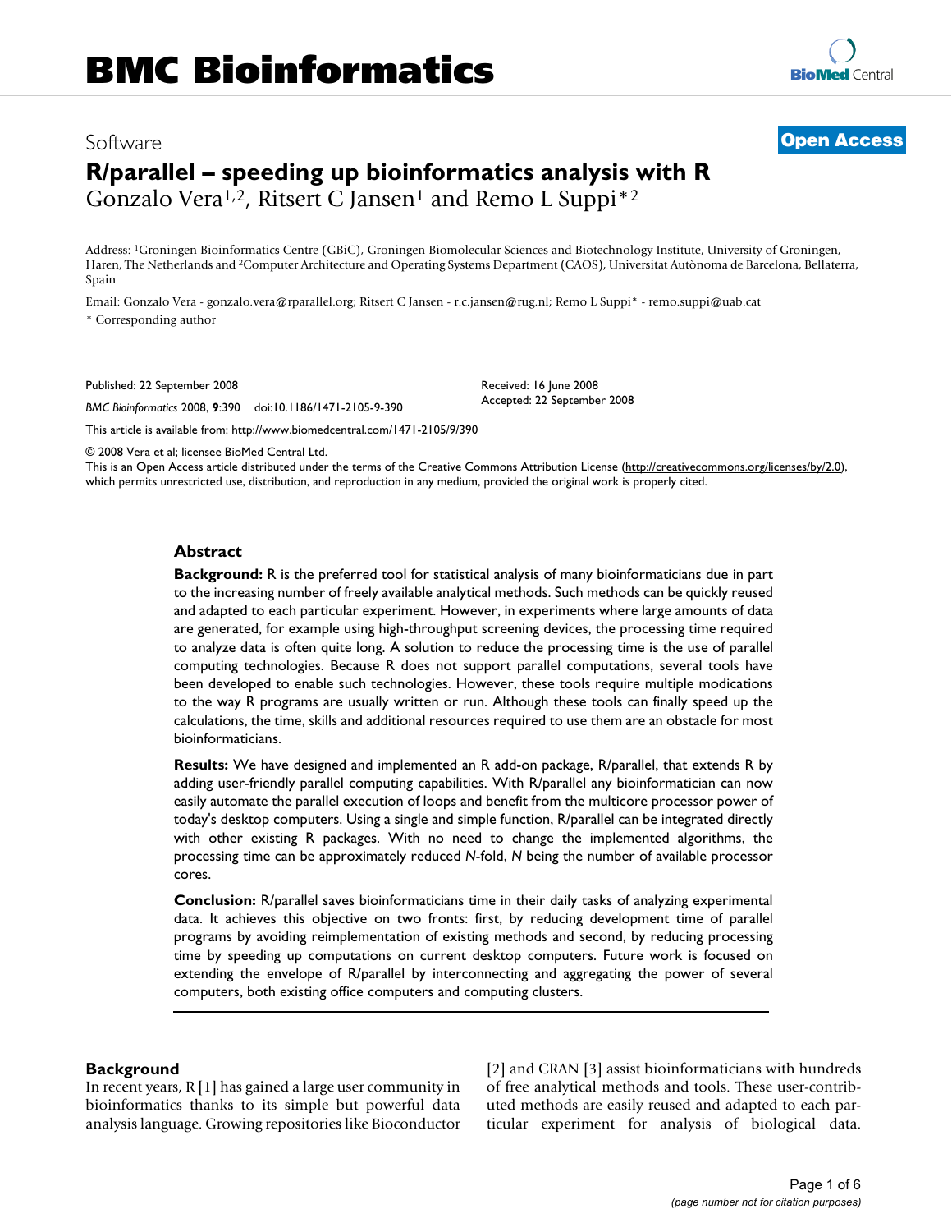# BMC Bioinformatics

Software

**Open Access**

# R/parallel – speeding up bioinformatics analysis with R

Gonzalo Vera[1,2], Ritsert C Jansen[1] and Remo L Suppi*[2]

Address: [1]Groningen Bioinformatics Centre (GBiC), Groningen Biomolecular Sciences and Biotechnology Institute, University of Groningen, Haren, The Netherlands and [2]Computer Architecture and Operating Systems Department (CAOS), Universitat Autònoma de Barcelona, Bellaterra, Spain

Email: Gonzalo Vera - gonzalo.vera@rparallel.org; Ritsert C Jansen - r.c.jansen@rug.nl; Remo L Suppi* - remo.suppi@uab.cat

\* Corresponding author

Published: 22 September 2008

*BMC Bioinformatics* 2008, **9**:390 doi:10.1186/1471-2105-9-390

Received: 16 June 2008

Accepted: 22 September 2008

This article is available from: http://www.biomedcentral.com/1471-2105/9/390

© 2008 Vera et al; licensee BioMed Central Ltd.

This is an Open Access article distributed under the terms of the Creative Commons Attribution License (http://creativecommons.org/licenses/by/2.0), which permits unrestricted use, distribution, and reproduction in any medium, provided the original work is properly cited.

## Abstract

**Background:** R is the preferred tool for statistical analysis of many bioinformaticians due in part to the increasing number of freely available analytical methods. Such methods can be quickly reused and adapted to each particular experiment. However, in experiments where large amounts of data are generated, for example using high-throughput screening devices, the processing time required to analyze data is often quite long. A solution to reduce the processing time is the use of parallel computing technologies. Because R does not support parallel computations, several tools have been developed to enable such technologies. However, these tools require multiple modications to the way R programs are usually written or run. Although these tools can finally speed up the calculations, the time, skills and additional resources required to use them are an obstacle for most bioinformaticians.

**Results:** We have designed and implemented an R add-on package, R/parallel, that extends R by adding user-friendly parallel computing capabilities. With R/parallel any bioinformatician can now easily automate the parallel execution of loops and benefit from the multicore processor power of today's desktop computers. Using a single and simple function, R/parallel can be integrated directly with other existing R packages. With no need to change the implemented algorithms, the processing time can be approximately reduced *N*-fold, *N* being the number of available processor cores.

**Conclusion:** R/parallel saves bioinformaticians time in their daily tasks of analyzing experimental data. It achieves this objective on two fronts: first, by reducing development time of parallel programs by avoiding reimplementation of existing methods and second, by reducing processing time by speeding up computations on current desktop computers. Future work is focused on extending the envelope of R/parallel by interconnecting and aggregating the power of several computers, both existing office computers and computing clusters.

## Background

In recent years, R [1] has gained a large user community in bioinformatics thanks to its simple but powerful data analysis language. Growing repositories like Bioconductor [2] and CRAN [3] assist bioinformaticians with hundreds of free analytical methods and tools. These user-contributed methods are easily reused and adapted to each particular experiment for analysis of biological data.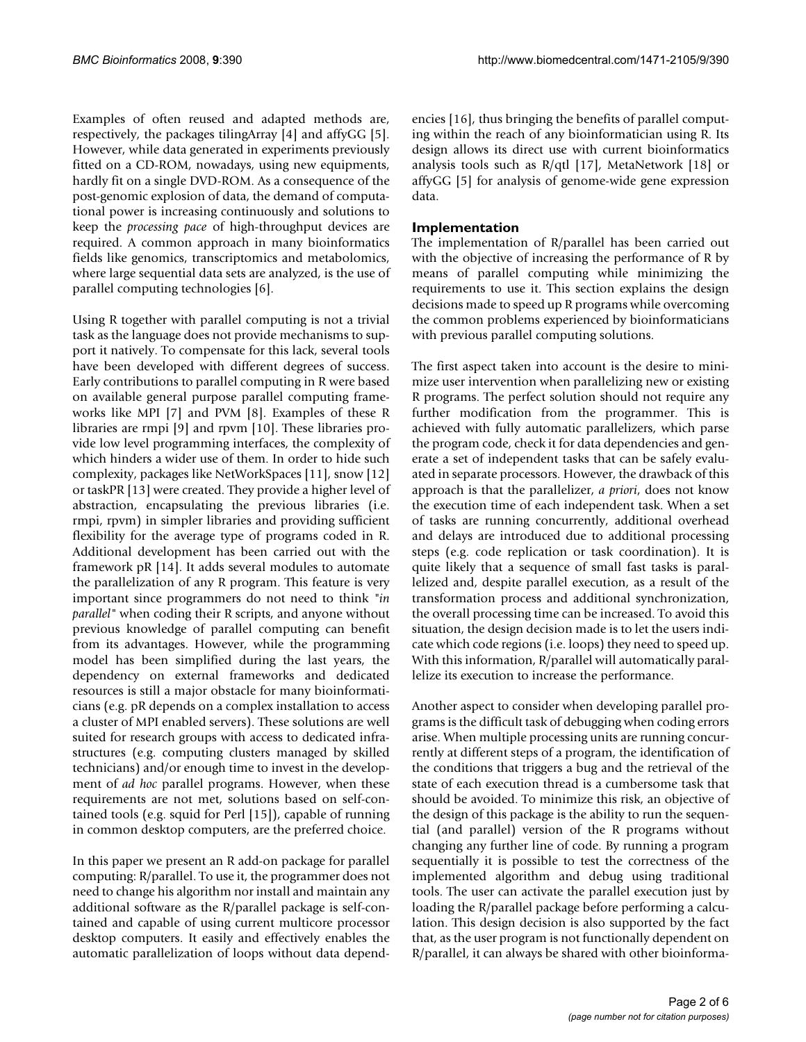Examples of often reused and adapted methods are, respectively, the packages tilingArray [4] and affyGG [5]. However, while data generated in experiments previously fitted on a CD-ROM, nowadays, using new equipments, hardly fit on a single DVD-ROM. As a consequence of the post-genomic explosion of data, the demand of computational power is increasing continuously and solutions to keep the *processing pace* of high-throughput devices are required. A common approach in many bioinformatics fields like genomics, transcriptomics and metabolomics, where large sequential data sets are analyzed, is the use of parallel computing technologies [6].

Using R together with parallel computing is not a trivial task as the language does not provide mechanisms to support it natively. To compensate for this lack, several tools have been developed with different degrees of success. Early contributions to parallel computing in R were based on available general purpose parallel computing frameworks like MPI [7] and PVM [8]. Examples of these R libraries are rmpi [9] and rpvm [10]. These libraries provide low level programming interfaces, the complexity of which hinders a wider use of them. In order to hide such complexity, packages like NetWorkSpaces [11], snow [12] or taskPR [13] were created. They provide a higher level of abstraction, encapsulating the previous libraries (i.e. rmpi, rpvm) in simpler libraries and providing sufficient flexibility for the average type of programs coded in R. Additional development has been carried out with the framework pR [14]. It adds several modules to automate the parallelization of any R program. This feature is very important since programmers do not need to think "*in parallel*" when coding their R scripts, and anyone without previous knowledge of parallel computing can benefit from its advantages. However, while the programming model has been simplified during the last years, the dependency on external frameworks and dedicated resources is still a major obstacle for many bioinformaticians (e.g. pR depends on a complex installation to access a cluster of MPI enabled servers). These solutions are well suited for research groups with access to dedicated infrastructures (e.g. computing clusters managed by skilled technicians) and/or enough time to invest in the development of *ad hoc* parallel programs. However, when these requirements are not met, solutions based on self-contained tools (e.g. squid for Perl [15]), capable of running in common desktop computers, are the preferred choice.

In this paper we present an R add-on package for parallel computing: R/parallel. To use it, the programmer does not need to change his algorithm nor install and maintain any additional software as the R/parallel package is self-contained and capable of using current multicore processor desktop computers. It easily and effectively enables the automatic parallelization of loops without data dependencies [16], thus bringing the benefits of parallel computing within the reach of any bioinformatician using R. Its design allows its direct use with current bioinformatics analysis tools such as R/qtl [17], MetaNetwork [18] or affyGG [5] for analysis of genome-wide gene expression data.

## Implementation

The implementation of R/parallel has been carried out with the objective of increasing the performance of R by means of parallel computing while minimizing the requirements to use it. This section explains the design decisions made to speed up R programs while overcoming the common problems experienced by bioinformaticians with previous parallel computing solutions.

The first aspect taken into account is the desire to minimize user intervention when parallelizing new or existing R programs. The perfect solution should not require any further modification from the programmer. This is achieved with fully automatic parallelizers, which parse the program code, check it for data dependencies and generate a set of independent tasks that can be safely evaluated in separate processors. However, the drawback of this approach is that the parallelizer, *a priori*, does not know the execution time of each independent task. When a set of tasks are running concurrently, additional overhead and delays are introduced due to additional processing steps (e.g. code replication or task coordination). It is quite likely that a sequence of small fast tasks is parallelized and, despite parallel execution, as a result of the transformation process and additional synchronization, the overall processing time can be increased. To avoid this situation, the design decision made is to let the users indicate which code regions (i.e. loops) they need to speed up. With this information, R/parallel will automatically parallelize its execution to increase the performance.

Another aspect to consider when developing parallel programs is the difficult task of debugging when coding errors arise. When multiple processing units are running concurrently at different steps of a program, the identification of the conditions that triggers a bug and the retrieval of the state of each execution thread is a cumbersome task that should be avoided. To minimize this risk, an objective of the design of this package is the ability to run the sequential (and parallel) version of the R programs without changing any further line of code. By running a program sequentially it is possible to test the correctness of the implemented algorithm and debug using traditional tools. The user can activate the parallel execution just by loading the R/parallel package before performing a calculation. This design decision is also supported by the fact that, as the user program is not functionally dependent on R/parallel, it can always be shared with other bioinforma-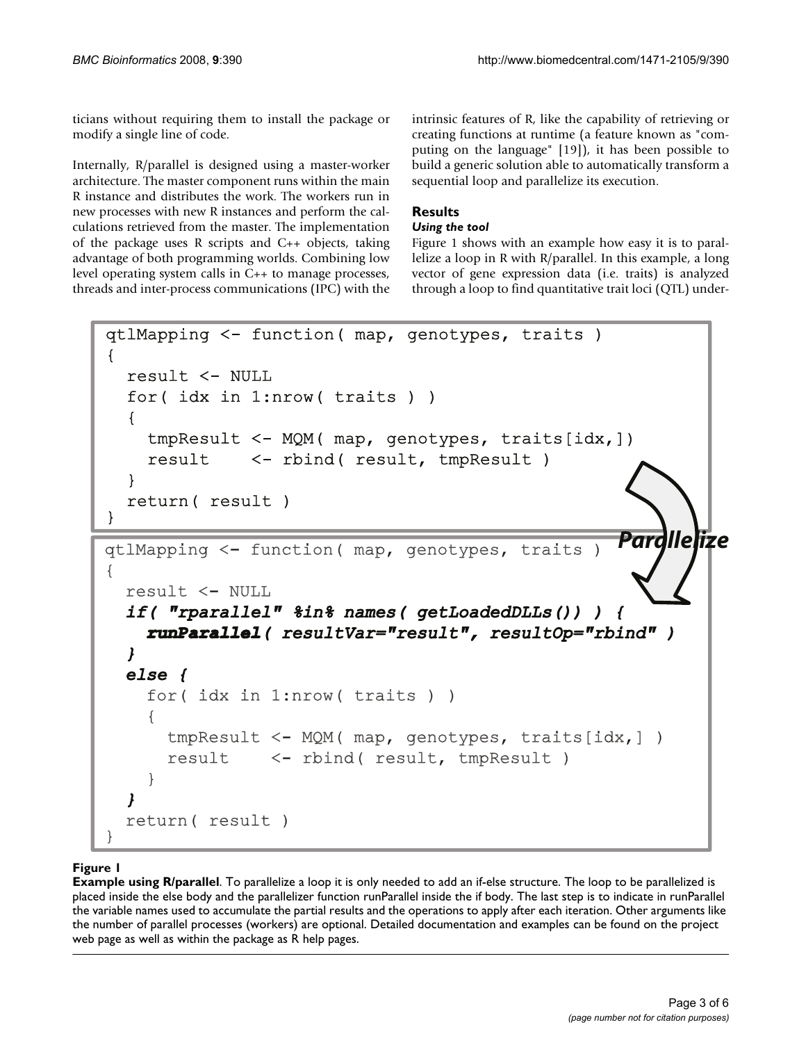ticians without requiring them to install the package or modify a single line of code.

Internally, R/parallel is designed using a master-worker architecture. The master component runs within the main R instance and distributes the work. The workers run in new processes with new R instances and perform the calculations retrieved from the master. The implementation of the package uses R scripts and C++ objects, taking advantage of both programming worlds. Combining low level operating system calls in C++ to manage processes, threads and inter-process communications (IPC) with the intrinsic features of R, like the capability of retrieving or creating functions at runtime (a feature known as "computing on the language" [19]), it has been possible to build a generic solution able to automatically transform a sequential loop and parallelize its execution.

## Results

### *Using the tool*

Figure 1 shows with an example how easy it is to parallelize a loop in R with R/parallel. In this example, a long vector of gene expression data (i.e. traits) is analyzed through a loop to find quantitative trait loci (QTL) under-

```
qtlMapping <- function( map, genotypes, traits )
{
  result <- NULL
  for( idx in 1:nrow( traits ) )
  {
    tmpResult <- MQM( map, genotypes, traits[idx,])
    result    <- rbind( result, tmpResult )
  }
  return( result )
}
```

Parallelize

```
qtlMapping <- function( map, genotypes, traits )
{
  result <- NULL
  if( "rparallel" %in% names( getLoadedDLLs()) ) {
    runParallel( resultVar="result", resultOp="rbind" )
  }
  else {
    for( idx in 1:nrow( traits ) )
    {
      tmpResult <- MQM( map, genotypes, traits[idx,] )
      result    <- rbind( result, tmpResult )
    }
  }
  return( result )
}
```

**Figure 1**

**Example using R/parallel**. To parallelize a loop it is only needed to add an if-else structure. The loop to be parallelized is placed inside the else body and the parallelizer function runParallel inside the if body. The last step is to indicate in runParallel the variable names used to accumulate the partial results and the operations to apply after each iteration. Other arguments like the number of parallel processes (workers) are optional. Detailed documentation and examples can be found on the project web page as well as within the package as R help pages.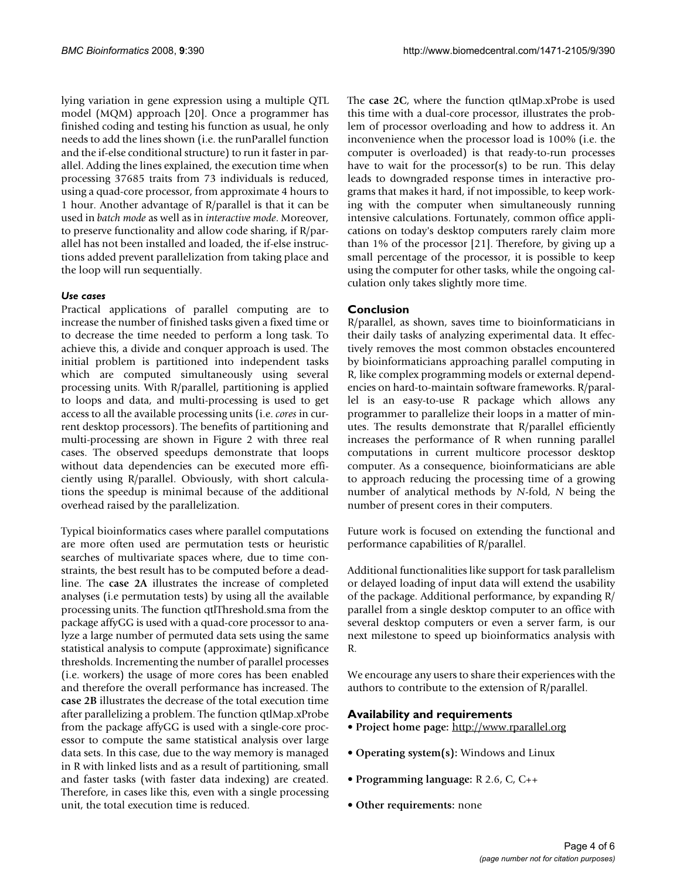lying variation in gene expression using a multiple QTL model (MQM) approach [20]. Once a programmer has finished coding and testing his function as usual, he only needs to add the lines shown (i.e. the runParallel function and the if-else conditional structure) to run it faster in parallel. Adding the lines explained, the execution time when processing 37685 traits from 73 individuals is reduced, using a quad-core processor, from approximate 4 hours to 1 hour. Another advantage of R/parallel is that it can be used in *batch mode* as well as in *interactive mode*. Moreover, to preserve functionality and allow code sharing, if R/parallel has not been installed and loaded, the if-else instructions added prevent parallelization from taking place and the loop will run sequentially.

### *Use cases*

Practical applications of parallel computing are to increase the number of finished tasks given a fixed time or to decrease the time needed to perform a long task. To achieve this, a divide and conquer approach is used. The initial problem is partitioned into independent tasks which are computed simultaneously using several processing units. With R/parallel, partitioning is applied to loops and data, and multi-processing is used to get access to all the available processing units (i.e. *cores* in current desktop processors). The benefits of partitioning and multi-processing are shown in Figure 2 with three real cases. The observed speedups demonstrate that loops without data dependencies can be executed more efficiently using R/parallel. Obviously, with short calculations the speedup is minimal because of the additional overhead raised by the parallelization.

Typical bioinformatics cases where parallel computations are more often used are permutation tests or heuristic searches of multivariate spaces where, due to time constraints, the best result has to be computed before a deadline. The **case 2A** illustrates the increase of completed analyses (i.e permutation tests) by using all the available processing units. The function qtlThreshold.sma from the package affyGG is used with a quad-core processor to analyze a large number of permuted data sets using the same statistical analysis to compute (approximate) significance thresholds. Incrementing the number of parallel processes (i.e. workers) the usage of more cores has been enabled and therefore the overall performance has increased. The **case 2B** illustrates the decrease of the total execution time after parallelizing a problem. The function qtlMap.xProbe from the package affyGG is used with a single-core processor to compute the same statistical analysis over large data sets. In this case, due to the way memory is managed in R with linked lists and as a result of partitioning, small and faster tasks (with faster data indexing) are created. Therefore, in cases like this, even with a single processing unit, the total execution time is reduced.

The **case 2C**, where the function qtlMap.xProbe is used this time with a dual-core processor, illustrates the problem of processor overloading and how to address it. An inconvenience when the processor load is 100% (i.e. the computer is overloaded) is that ready-to-run processes have to wait for the processor(s) to be run. This delay leads to downgraded response times in interactive programs that makes it hard, if not impossible, to keep working with the computer when simultaneously running intensive calculations. Fortunately, common office applications on today's desktop computers rarely claim more than 1% of the processor [21]. Therefore, by giving up a small percentage of the processor, it is possible to keep using the computer for other tasks, while the ongoing calculation only takes slightly more time.

## Conclusion

R/parallel, as shown, saves time to bioinformaticians in their daily tasks of analyzing experimental data. It effectively removes the most common obstacles encountered by bioinformaticians approaching parallel computing in R, like complex programming models or external dependencies on hard-to-maintain software frameworks. R/parallel is an easy-to-use R package which allows any programmer to parallelize their loops in a matter of minutes. The results demonstrate that R/parallel efficiently increases the performance of R when running parallel computations in current multicore processor desktop computer. As a consequence, bioinformaticians are able to approach reducing the processing time of a growing number of analytical methods by *N*-fold, *N* being the number of present cores in their computers.

Future work is focused on extending the functional and performance capabilities of R/parallel.

Additional functionalities like support for task parallelism or delayed loading of input data will extend the usability of the package. Additional performance, by expanding R/parallel from a single desktop computer to an office with several desktop computers or even a server farm, is our next milestone to speed up bioinformatics analysis with R.

We encourage any users to share their experiences with the authors to contribute to the extension of R/parallel.

## Availability and requirements

- **Project home page:** http://www.rparallel.org
- **Operating system(s):** Windows and Linux
- **Programming language:** R 2.6, C, C++
- **Other requirements:** none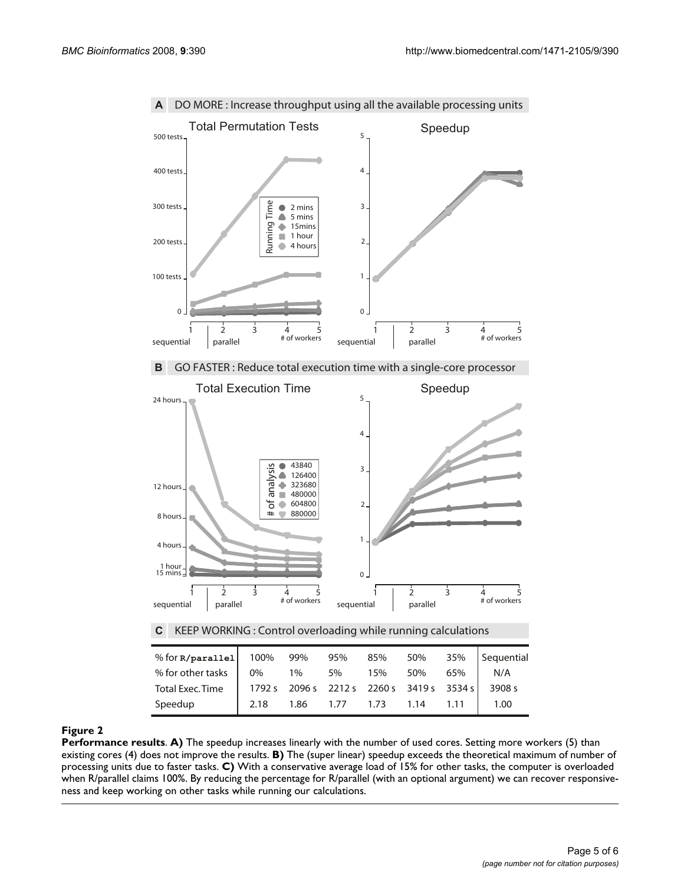**A** DO MORE : Increase throughput using all the available processing units

**B** GO FASTER : Reduce total execution time with a single-core processor

**C** KEEP WORKING : Control overloading while running calculations

| % for R/parallel | 100% | 99% | 95% | 85% | 50% | 35% | Sequential |
| --- | --- | --- | --- | --- | --- | --- | --- |
| % for other tasks | 0% | 1% | 5% | 15% | 50% | 65% | N/A |
| Total Exec. Time | 1792 s | 2096 s | 2212 s | 2260 s | 3419 s | 3534 s | 3908 s |
| Speedup | 2.18 | 1.86 | 1.77 | 1.73 | 1.14 | 1.11 | 1.00 |

**Figure 2**

**Performance results**. **A)** The speedup increases linearly with the number of used cores. Setting more workers (5) than existing cores (4) does not improve the results. **B)** The (super linear) speedup exceeds the theoretical maximum of number of processing units due to faster tasks. **C)** With a conservative average load of 15% for other tasks, the computer is overloaded when R/parallel claims 100%. By reducing the percentage for R/parallel (with an optional argument) we can recover responsiveness and keep working on other tasks while running our calculations.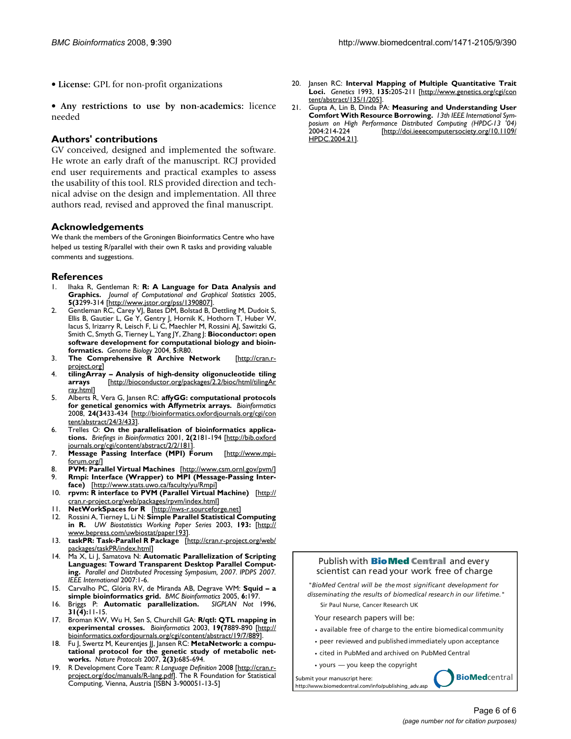- **License:** GPL for non-profit organizations

- **Any restrictions to use by non-academics:** licence needed

## Authors' contributions

GV conceived, designed and implemented the software. He wrote an early draft of the manuscript. RCJ provided end user requirements and practical examples to assess the usability of this tool. RLS provided direction and technical advise on the design and implementation. All three authors read, revised and approved the final manuscript.

## Acknowledgements

We thank the members of the Groningen Bioinformatics Centre who have helped us testing R/parallel with their own R tasks and providing valuable comments and suggestions.

## References

1. Ihaka R, Gentleman R: **R: A Language for Data Analysis and Graphics.** *Journal of Computational and Graphical Statistics* 2005, **5(3**299-314 [http://www.jstor.org/pss/1390807].
2. Gentleman RC, Carey VJ, Bates DM, Bolstad B, Dettling M, Dudoit S, Ellis B, Gautier L, Ge Y, Gentry J, Hornik K, Hothorn T, Huber W, Iacus S, Irizarry R, Leisch F, Li C, Maechler M, Rossini AJ, Sawitzki G, Smith C, Smyth G, Tierney L, Yang JY, Zhang J: **Bioconductor: open software development for computational biology and bioinformatics.** *Genome Biology* 2004, **5:**R80.
3. **The Comprehensive R Archive Network** [http://cran.r-project.org]
4. **tilingArray – Analysis of high-density oligonucleotide tiling arrays** [http://bioconductor.org/packages/2.2/bioc/html/tilingArray.html]
5. Alberts R, Vera G, Jansen RC: **affyGG: computational protocols for genetical genomics with Affymetrix arrays.** *Bioinformatics* 2008, **24(3**433-434 [http://bioinformatics.oxfordjournals.org/cgi/content/abstract/24/3/433].
6. Trelles O: **On the parallelisation of bioinformatics applications.** *Briefings in Bioinformatics* 2001, **2(2**181-194 [http://bib.oxfordjournals.org/cgi/content/abstract/2/2/181].
7. **Message Passing Interface (MPI) Forum** [http://www.mpi-forum.org/]
8. **PVM: Parallel Virtual Machines** [http://www.csm.ornl.gov/pvm/]
9. **Rmpi: Interface (Wrapper) to MPI (Message-Passing Interface)** [http://www.stats.uwo.ca/faculty/yu/Rmpi]
10. **rpvm: R interface to PVM (Parallel Virtual Machine)** [http://cran.r-project.org/web/packages/rpvm/index.html]
11. **NetWorkSpaces for R** [http://nws-r.sourceforge.net]
12. Rossini A, Tierney L, Li N: **Simple Parallel Statistical Computing in R.** *UW Biostatistics Working Paper Series* 2003, **193:** [http://www.bepress.com/uwbiostat/paper193].
13. **taskPR: Task-Parallel R Package** [http://cran.r-project.org/web/packages/taskPR/index.html]
14. Ma X, Li J, Samatova N: **Automatic Parallelization of Scripting Languages: Toward Transparent Desktop Parallel Computing.** *Parallel and Distributed Processing Symposium, 2007. IPDPS 2007. IEEE International* 2007:1-6.
15. Carvalho PC, Glória RV, de Miranda AB, Degrave WM: **Squid – a simple bioinformatics grid.** *BMC Bioinformatics* 2005, **6:**197.
16. Briggs P: **Automatic parallelization.** *SIGPLAN Not* 1996, **31(4):**11-15.
17. Broman KW, Wu H, Sen S, Churchill GA: **R/qtl: QTL mapping in experimental crosses.** *Bioinformatics* 2003, **19(7**889-890 [http://bioinformatics.oxfordjournals.org/cgi/content/abstract/19/7/889].
18. Fu J, Swertz M, Keurentjes JJ, Jansen RC: **MetaNetwork: a computational protocol for the genetic study of metabolic networks.** *Nature Protocols* 2007, **2(3):**685-694.
19. R Development Core Team: *R Language Definition* 2008 [http://cran.r-project.org/doc/manuals/R-lang.pdf]. The R Foundation for Statistical Computing, Vienna, Austria [ISBN 3-900051-13-5]
20. Jansen RC: **Interval Mapping of Multiple Quantitative Trait Loci.** *Genetics* 1993, **135:**205-211 [http://www.genetics.org/cgi/content/abstract/135/1/205].
21. Gupta A, Lin B, Dinda PA: **Measuring and Understanding User Comfort With Resource Borrowing.** *13th IEEE International Symposium on High Performance Distributed Computing (HPDC-13 '04)* 2004:214-224 [http://doi.ieeecomputersociety.org/10.1109/HPDC.2004.21].

Publish with **BioMed Central** and every scientist can read your work free of charge

*"BioMed Central will be the most significant development for disseminating the results of biomedical research in our lifetime."*

Sir Paul Nurse, Cancer Research UK

Your research papers will be:

- available free of charge to the entire biomedical community
- peer reviewed and published immediately upon acceptance
- cited in PubMed and archived on PubMed Central
- yours — you keep the copyright

Submit your manuscript here:
http://www.biomedcentral.com/info/publishing_adv.asp

BioMedcentral